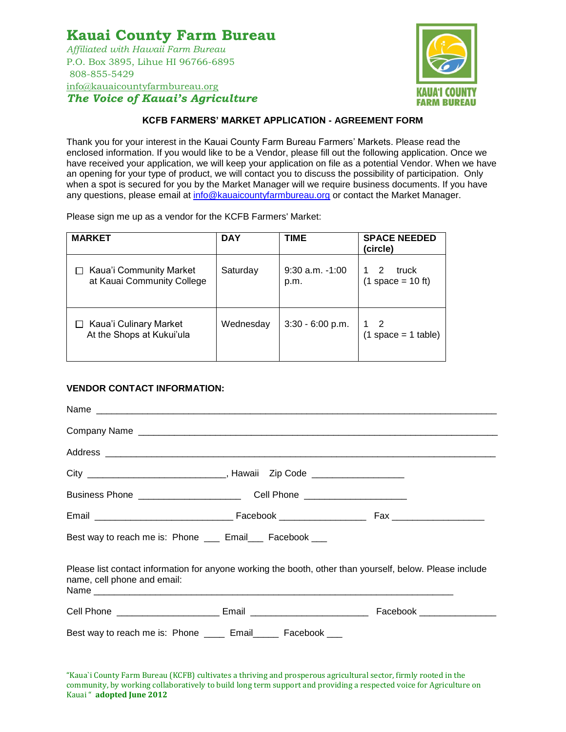# Kauai County Farm Bureau

*Affiliated with Hawaii Farm Bureau*
P.O. Box 3895, Lihue HI 96766-6895
808-855-5429
info@kauaicountyfarmbureau.org
***The Voice of Kauai's Agriculture***

KAUA'I COUNTY FARM BUREAU

**KCFB FARMERS' MARKET APPLICATION - AGREEMENT FORM**

Thank you for your interest in the Kauai County Farm Bureau Farmers' Markets. Please read the enclosed information. If you would like to be a Vendor, please fill out the following application. Once we have received your application, we will keep your application on file as a potential Vendor. When we have an opening for your type of product, we will contact you to discuss the possibility of participation. Only when a spot is secured for you by the Market Manager will we require business documents. If you have any questions, please email at info@kauaicountyfarmbureau.org or contact the Market Manager.

Please sign me up as a vendor for the KCFB Farmers' Market:

| MARKET | DAY | TIME | SPACE NEEDED (circle) |
|---|---|---|---|
| ☐ Kaua'i Community Market at Kauai Community College | Saturday | 9:30 a.m. -1:00 p.m. | 1 2 truck (1 space = 10 ft) |
| ☐ Kaua'i Culinary Market At the Shops at Kukui'ula | Wednesday | 3:30 - 6:00 p.m. | 1 2 (1 space = 1 table) |

**VENDOR CONTACT INFORMATION:**

Name ______________________________________________________________________

Company Name ______________________________________________________________

Address ____________________________________________________________________

City __________________________, Hawaii Zip Code _________________

Business Phone ___________________ Cell Phone ___________________

Email __________________________ Facebook ________________ Fax _________________

Best way to reach me is: Phone ___ Email___ Facebook ___

Please list contact information for anyone working the booth, other than yourself, below. Please include name, cell phone and email:
Name ___________________________________________________________________

Cell Phone ___________________ Email _____________________ Facebook ______________

Best way to reach me is: Phone ____ Email_____ Facebook ___

"Kaua`i County Farm Bureau (KCFB) cultivates a thriving and prosperous agricultural sector, firmly rooted in the community, by working collaboratively to build long term support and providing a respected voice for Agriculture on Kauai " **adopted June 2012**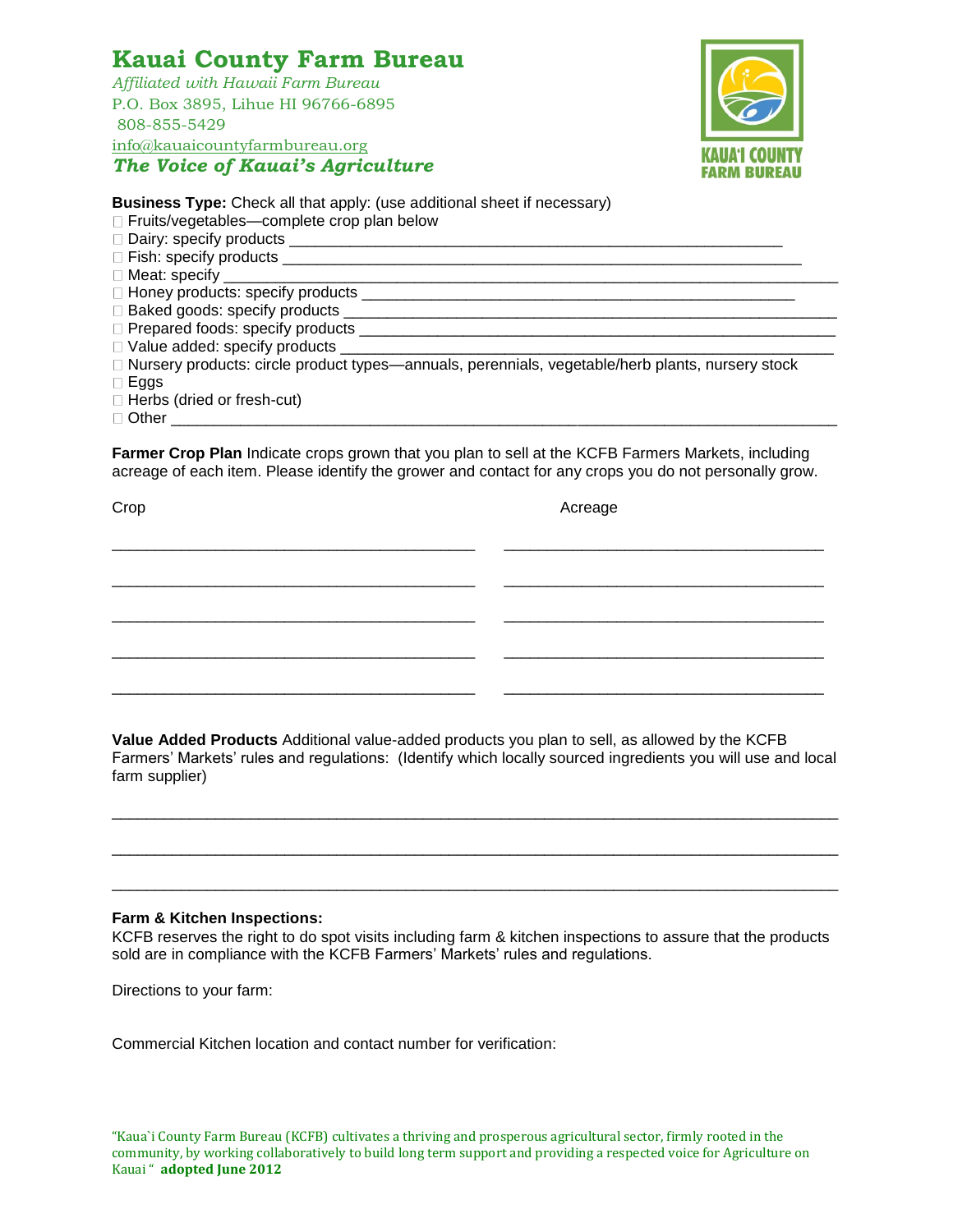# Kauai County Farm Bureau

*Affiliated with Hawaii Farm Bureau*
P.O. Box 3895, Lihue HI 96766-6895
808-855-5429
info@kauaicountyfarmbureau.org
***The Voice of Kauai's Agriculture***

**Business Type:** Check all that apply: (use additional sheet if necessary)

- ☐ Fruits/vegetables—complete crop plan below
- ☐ Dairy: specify products ____________________________________________________________
- ☐ Fish: specify products ______________________________________________________________
- ☐ Meat: specify _____________________________________________________________________
- ☐ Honey products: specify products ____________________________________________________
- ☐ Baked goods: specify products ______________________________________________________
- ☐ Prepared foods: specify products ____________________________________________________
- ☐ Value added: specify products _______________________________________________________
- ☐ Nursery products: circle product types—annuals, perennials, vegetable/herb plants, nursery stock
- ☐ Eggs
- ☐ Herbs (dried or fresh-cut)
- ☐ Other __________________________________________________________________________

**Farmer Crop Plan** Indicate crops grown that you plan to sell at the KCFB Farmers Markets, including acreage of each item. Please identify the grower and contact for any crops you do not personally grow.

| Crop | Acreage |
|---|---|
| ________________________________________ | ___________________________________ |
| ________________________________________ | ___________________________________ |
| ________________________________________ | ___________________________________ |
| ________________________________________ | ___________________________________ |
| ________________________________________ | ___________________________________ |

**Value Added Products** Additional value-added products you plan to sell, as allowed by the KCFB Farmers' Markets' rules and regulations: (Identify which locally sourced ingredients you will use and local farm supplier)

________________________________________________________________________________

________________________________________________________________________________

________________________________________________________________________________

**Farm & Kitchen Inspections:**
KCFB reserves the right to do spot visits including farm & kitchen inspections to assure that the products sold are in compliance with the KCFB Farmers' Markets' rules and regulations.

Directions to your farm:

Commercial Kitchen location and contact number for verification:

"Kaua`i County Farm Bureau (KCFB) cultivates a thriving and prosperous agricultural sector, firmly rooted in the community, by working collaboratively to build long term support and providing a respected voice for Agriculture on Kauai " **adopted June 2012**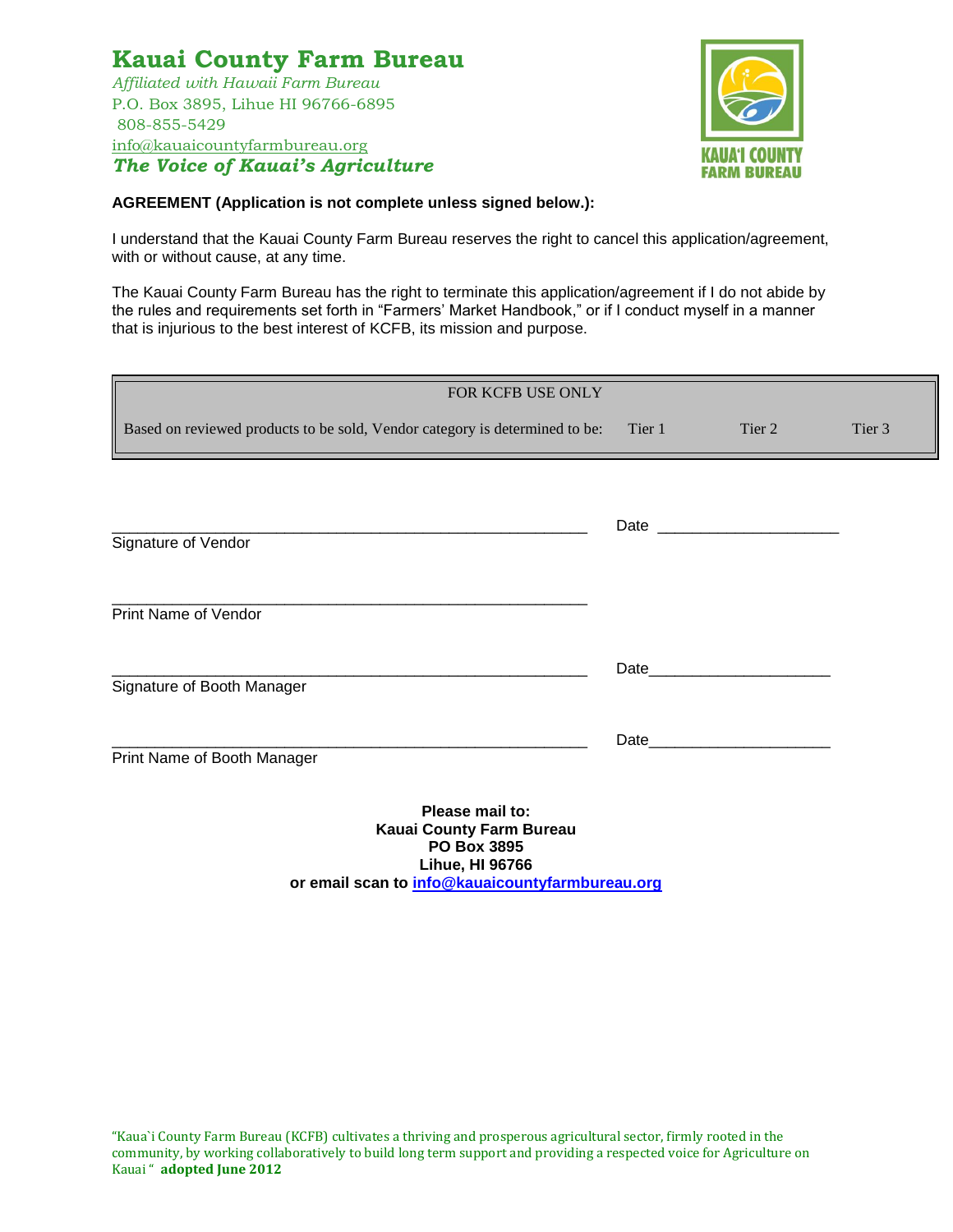# Kauai County Farm Bureau

*Affiliated with Hawaii Farm Bureau*
P.O. Box 3895, Lihue HI 96766-6895
808-855-5429
info@kauaicountyfarmbureau.org
***The Voice of Kauai's Agriculture***

**AGREEMENT (Application is not complete unless signed below.):**

I understand that the Kauai County Farm Bureau reserves the right to cancel this application/agreement, with or without cause, at any time.

The Kauai County Farm Bureau has the right to terminate this application/agreement if I do not abide by the rules and requirements set forth in "Farmers' Market Handbook," or if I conduct myself in a manner that is injurious to the best interest of KCFB, its mission and purpose.

| FOR KCFB USE ONLY | | | |
|---|---|---|---|
| Based on reviewed products to be sold, Vendor category is determined to be: | Tier 1 | Tier 2 | Tier 3 |

______________________________________________________ Date ____________________
Signature of Vendor

______________________________________________________
Print Name of Vendor

______________________________________________________ Date____________________
Signature of Booth Manager

______________________________________________________ Date____________________
Print Name of Booth Manager

**Please mail to:**
**Kauai County Farm Bureau**
**PO Box 3895**
**Lihue, HI 96766**
**or email scan to info@kauaicountyfarmbureau.org**

"Kaua`i County Farm Bureau (KCFB) cultivates a thriving and prosperous agricultural sector, firmly rooted in the community, by working collaboratively to build long term support and providing a respected voice for Agriculture on Kauai " **adopted June 2012**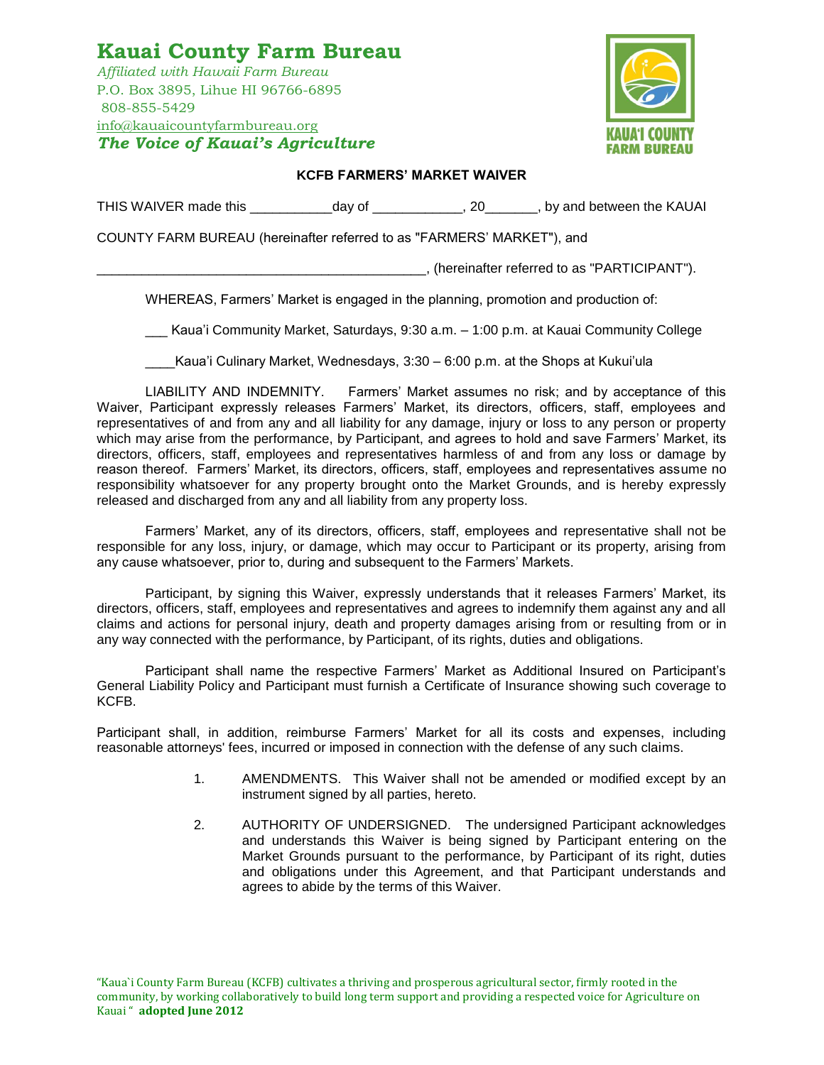# Kauai County Farm Bureau

*Affiliated with Hawaii Farm Bureau*
P.O. Box 3895, Lihue HI 96766-6895
808-855-5429
info@kauaicountyfarmbureau.org
***The Voice of Kauai's Agriculture***

**KCFB FARMERS' MARKET WAIVER**

THIS WAIVER made this ___________day of ____________, 20_______, by and between the KAUAI COUNTY FARM BUREAU (hereinafter referred to as "FARMERS' MARKET"), and

_____________________________________________, (hereinafter referred to as "PARTICIPANT").

WHEREAS, Farmers' Market is engaged in the planning, promotion and production of:

___ Kaua'i Community Market, Saturdays, 9:30 a.m. – 1:00 p.m. at Kauai Community College

____Kaua'i Culinary Market, Wednesdays, 3:30 – 6:00 p.m. at the Shops at Kukui'ula

LIABILITY AND INDEMNITY. Farmers' Market assumes no risk; and by acceptance of this Waiver, Participant expressly releases Farmers' Market, its directors, officers, staff, employees and representatives of and from any and all liability for any damage, injury or loss to any person or property which may arise from the performance, by Participant, and agrees to hold and save Farmers' Market, its directors, officers, staff, employees and representatives harmless of and from any loss or damage by reason thereof. Farmers' Market, its directors, officers, staff, employees and representatives assume no responsibility whatsoever for any property brought onto the Market Grounds, and is hereby expressly released and discharged from any and all liability from any property loss.

Farmers' Market, any of its directors, officers, staff, employees and representative shall not be responsible for any loss, injury, or damage, which may occur to Participant or its property, arising from any cause whatsoever, prior to, during and subsequent to the Farmers' Markets.

Participant, by signing this Waiver, expressly understands that it releases Farmers' Market, its directors, officers, staff, employees and representatives and agrees to indemnify them against any and all claims and actions for personal injury, death and property damages arising from or resulting from or in any way connected with the performance, by Participant, of its rights, duties and obligations.

Participant shall name the respective Farmers' Market as Additional Insured on Participant's General Liability Policy and Participant must furnish a Certificate of Insurance showing such coverage to KCFB.

Participant shall, in addition, reimburse Farmers' Market for all its costs and expenses, including reasonable attorneys' fees, incurred or imposed in connection with the defense of any such claims.

1. AMENDMENTS. This Waiver shall not be amended or modified except by an instrument signed by all parties, hereto.

2. AUTHORITY OF UNDERSIGNED. The undersigned Participant acknowledges and understands this Waiver is being signed by Participant entering on the Market Grounds pursuant to the performance, by Participant of its right, duties and obligations under this Agreement, and that Participant understands and agrees to abide by the terms of this Waiver.

"Kaua`i County Farm Bureau (KCFB) cultivates a thriving and prosperous agricultural sector, firmly rooted in the community, by working collaboratively to build long term support and providing a respected voice for Agriculture on Kauai " **adopted June 2012**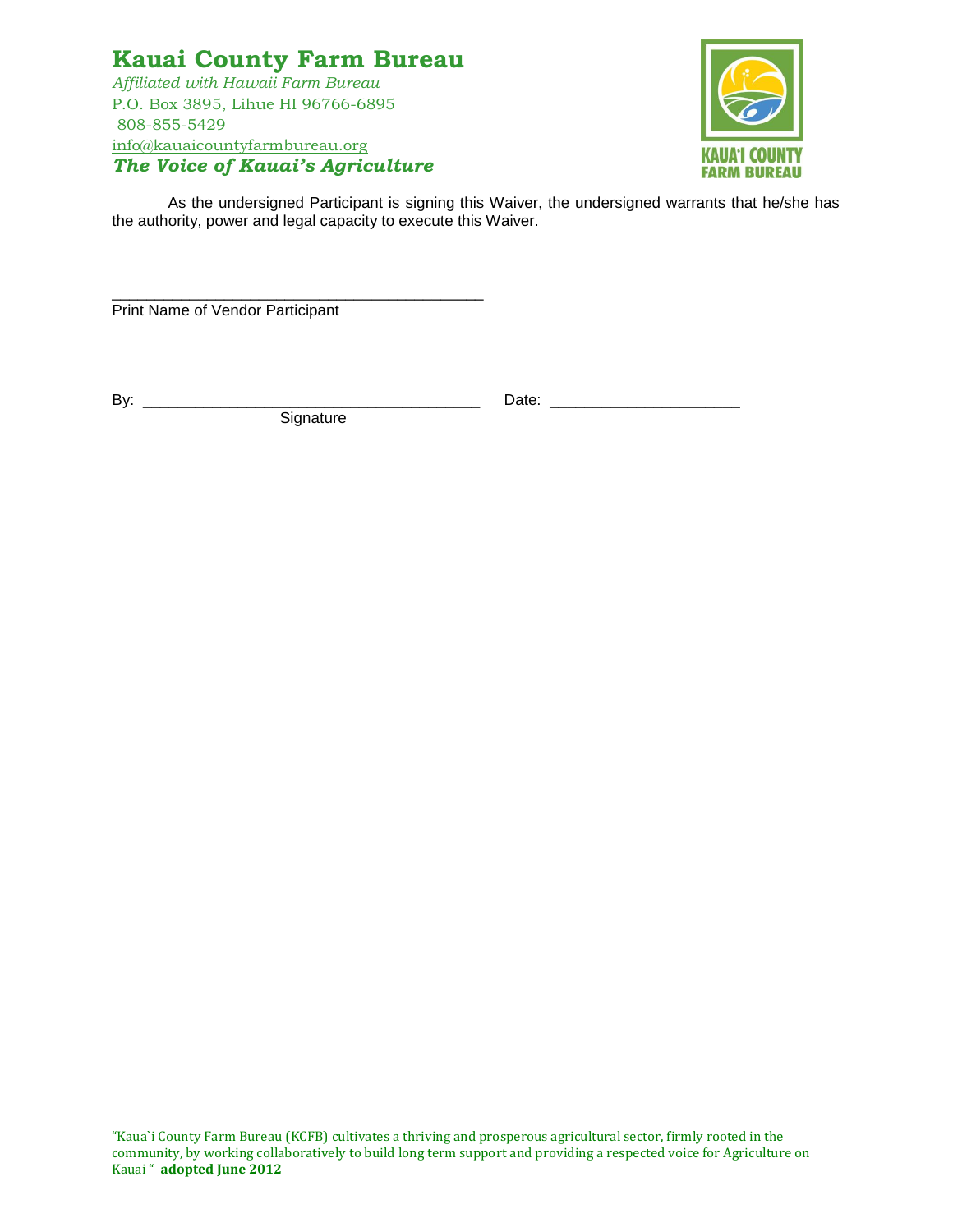# Kauai County Farm Bureau

*Affiliated with Hawaii Farm Bureau*
P.O. Box 3895, Lihue HI 96766-6895
808-855-5429
info@kauaicountyfarmbureau.org
***The Voice of Kauai's Agriculture***

As the undersigned Participant is signing this Waiver, the undersigned warrants that he/she has the authority, power and legal capacity to execute this Waiver.

_____________________________________________
Print Name of Vendor Participant

By: ________________________________________ Date: ______________________
Signature

"Kaua`i County Farm Bureau (KCFB) cultivates a thriving and prosperous agricultural sector, firmly rooted in the community, by working collaboratively to build long term support and providing a respected voice for Agriculture on Kauai " **adopted June 2012**